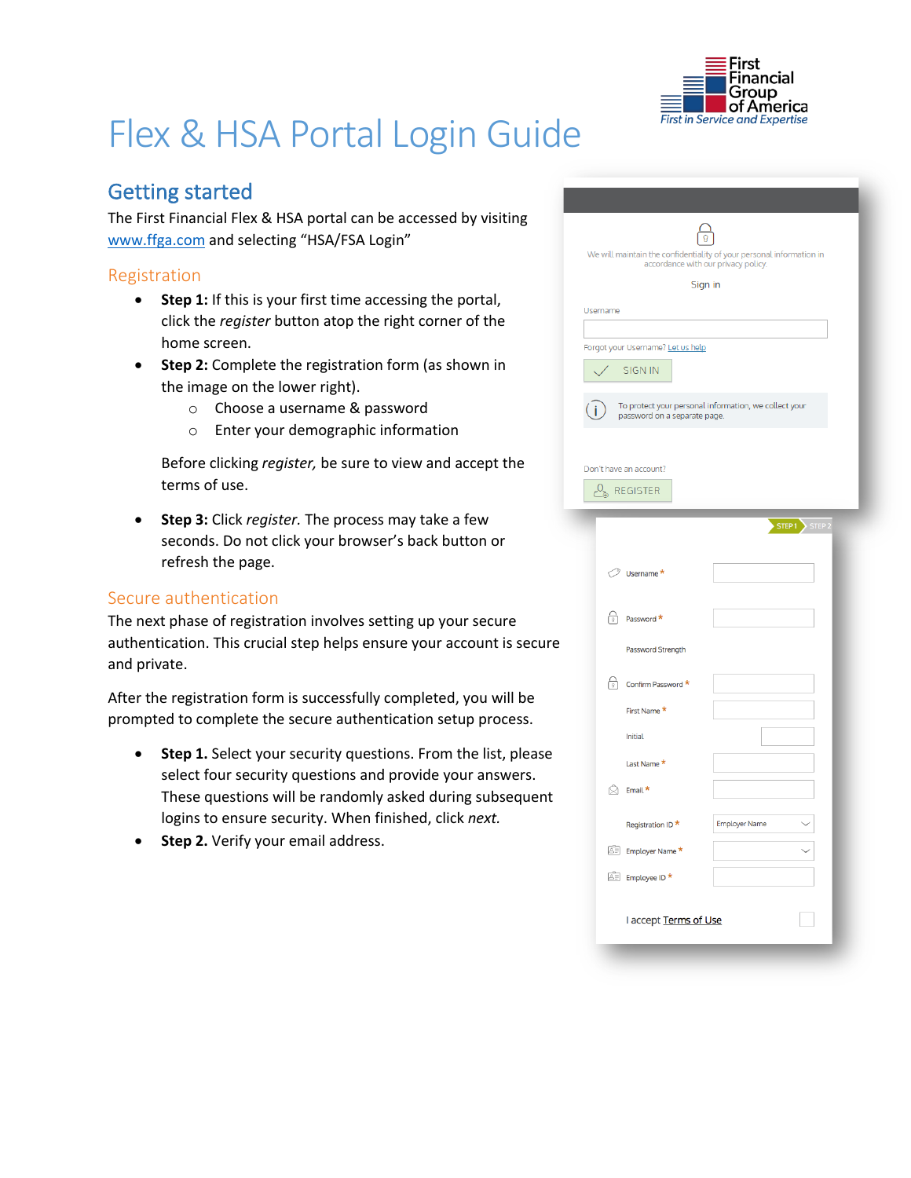# Flex & HSA Portal Login Guide

## Getting started

The First Financial Flex & HSA portal can be accessed by visiting [www.ffga.com](http://www.ffga.com) and selecting "HSA/FSA Login"

### Registration

- **Step 1:** If this is your first time accessing the portal, click the *register* button atop the right corner of the home screen.
- **Step 2:** Complete the registration form (as shown in the image on the lower right).
  - Choose a username & password
  - Enter your demographic information

  Before clicking *register,* be sure to view and accept the terms of use.

- **Step 3:** Click *register.* The process may take a few seconds. Do not click your browser's back button or refresh the page.

### Secure authentication

The next phase of registration involves setting up your secure authentication. This crucial step helps ensure your account is secure and private.

After the registration form is successfully completed, you will be prompted to complete the secure authentication setup process.

- **Step 1.** Select your security questions. From the list, please select four security questions and provide your answers. These questions will be randomly asked during subsequent logins to ensure security. When finished, click *next.*
- **Step 2.** Verify your email address.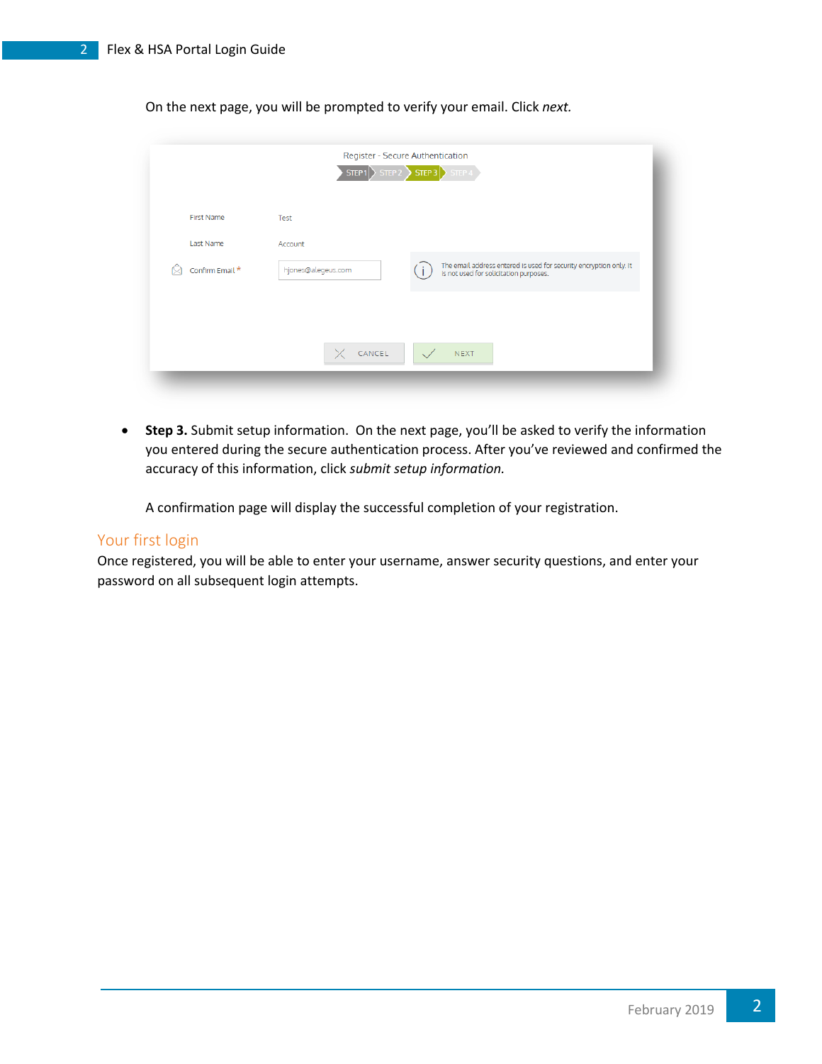On the next page, you will be prompted to verify your email. Click *next.*

- **Step 3.** Submit setup information.  On the next page, you'll be asked to verify the information you entered during the secure authentication process. After you've reviewed and confirmed the accuracy of this information, click *submit setup information.*

  A confirmation page will display the successful completion of your registration.

## Your first login

Once registered, you will be able to enter your username, answer security questions, and enter your password on all subsequent login attempts.